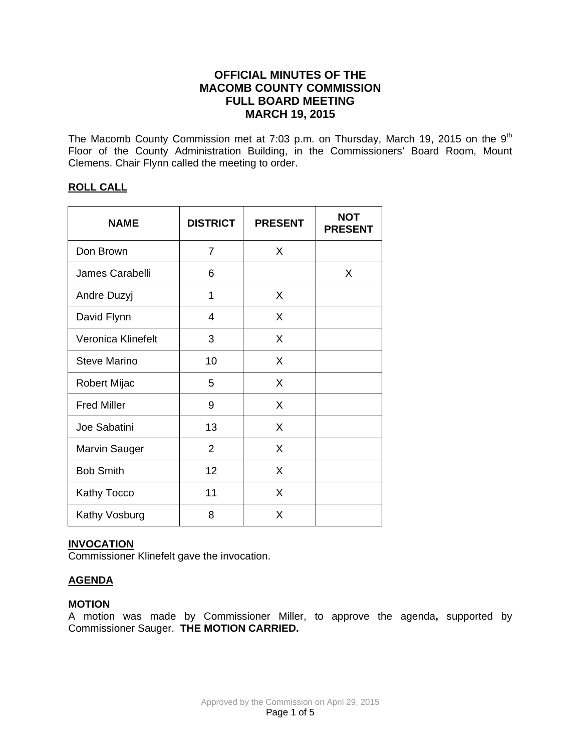# OFFICIAL MINUTES OF THE MACOMB COUNTY COMMISSION FULL BOARD MEETING MARCH 19, 2015

The Macomb County Commission met at 7:03 p.m. on Thursday, March 19, 2015 on the 9th Floor of the County Administration Building, in the Commissioners' Board Room, Mount Clemens. Chair Flynn called the meeting to order.

## ROLL CALL

| NAME | DISTRICT | PRESENT | NOT PRESENT |
|---|---|---|---|
| Don Brown | 7 | X | |
| James Carabelli | 6 | | X |
| Andre Duzyj | 1 | X | |
| David Flynn | 4 | X | |
| Veronica Klinefelt | 3 | X | |
| Steve Marino | 10 | X | |
| Robert Mijac | 5 | X | |
| Fred Miller | 9 | X | |
| Joe Sabatini | 13 | X | |
| Marvin Sauger | 2 | X | |
| Bob Smith | 12 | X | |
| Kathy Tocco | 11 | X | |
| Kathy Vosburg | 8 | X | |

## INVOCATION

Commissioner Klinefelt gave the invocation.

## AGENDA

**MOTION**

A motion was made by Commissioner Miller, to approve the agenda**,** supported by Commissioner Sauger. **THE MOTION CARRIED.**

Approved by the Commission on April 29, 2015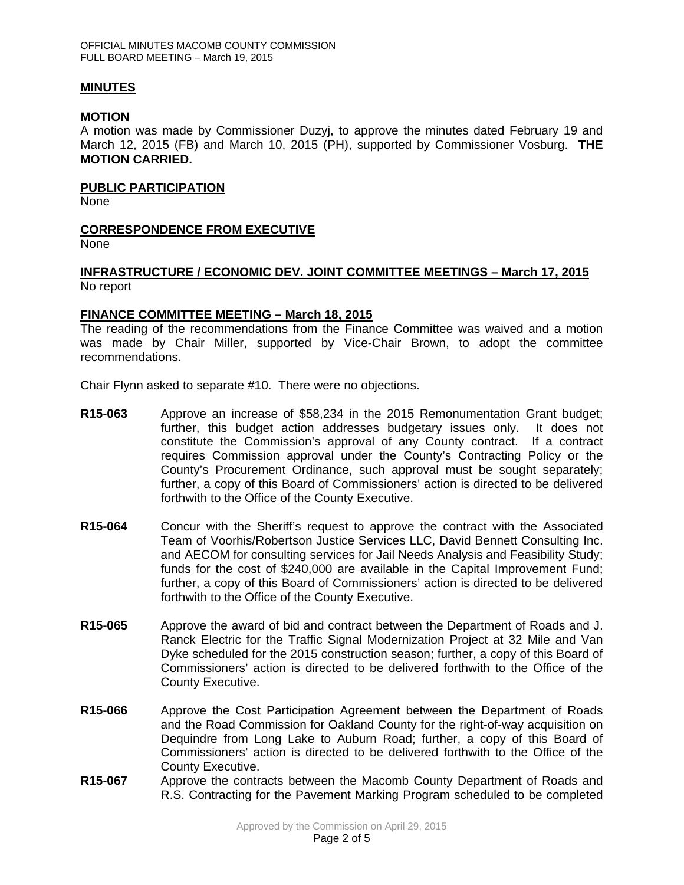## MINUTES

### MOTION

A motion was made by Commissioner Duzyj, to approve the minutes dated February 19 and March 12, 2015 (FB) and March 10, 2015 (PH), supported by Commissioner Vosburg. **THE MOTION CARRIED.**

## PUBLIC PARTICIPATION

None

## CORRESPONDENCE FROM EXECUTIVE

None

## INFRASTRUCTURE / ECONOMIC DEV. JOINT COMMITTEE MEETINGS – March 17, 2015

No report

## FINANCE COMMITTEE MEETING – March 18, 2015

The reading of the recommendations from the Finance Committee was waived and a motion was made by Chair Miller, supported by Vice-Chair Brown, to adopt the committee recommendations.

Chair Flynn asked to separate #10. There were no objections.

**R15-063** Approve an increase of $58,234 in the 2015 Remonumentation Grant budget; further, this budget action addresses budgetary issues only. It does not constitute the Commission's approval of any County contract. If a contract requires Commission approval under the County's Contracting Policy or the County's Procurement Ordinance, such approval must be sought separately; further, a copy of this Board of Commissioners' action is directed to be delivered forthwith to the Office of the County Executive.

**R15-064** Concur with the Sheriff's request to approve the contract with the Associated Team of Voorhis/Robertson Justice Services LLC, David Bennett Consulting Inc. and AECOM for consulting services for Jail Needs Analysis and Feasibility Study; funds for the cost of $240,000 are available in the Capital Improvement Fund; further, a copy of this Board of Commissioners' action is directed to be delivered forthwith to the Office of the County Executive.

**R15-065** Approve the award of bid and contract between the Department of Roads and J. Ranck Electric for the Traffic Signal Modernization Project at 32 Mile and Van Dyke scheduled for the 2015 construction season; further, a copy of this Board of Commissioners' action is directed to be delivered forthwith to the Office of the County Executive.

**R15-066** Approve the Cost Participation Agreement between the Department of Roads and the Road Commission for Oakland County for the right-of-way acquisition on Dequindre from Long Lake to Auburn Road; further, a copy of this Board of Commissioners' action is directed to be delivered forthwith to the Office of the County Executive.

**R15-067** Approve the contracts between the Macomb County Department of Roads and R.S. Contracting for the Pavement Marking Program scheduled to be completed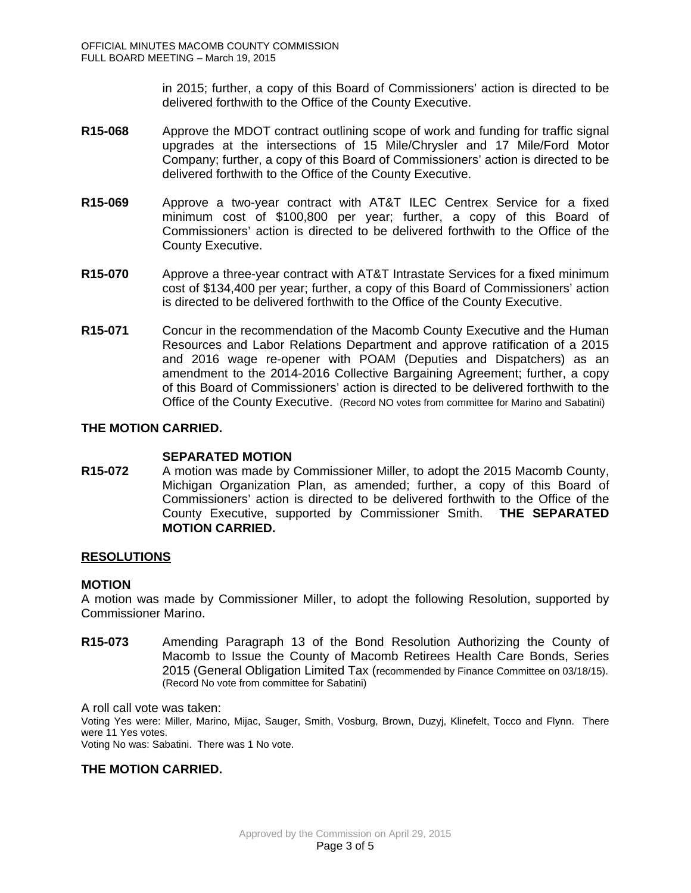in 2015; further, a copy of this Board of Commissioners' action is directed to be delivered forthwith to the Office of the County Executive.

**R15-068** Approve the MDOT contract outlining scope of work and funding for traffic signal upgrades at the intersections of 15 Mile/Chrysler and 17 Mile/Ford Motor Company; further, a copy of this Board of Commissioners' action is directed to be delivered forthwith to the Office of the County Executive.

**R15-069** Approve a two-year contract with AT&T ILEC Centrex Service for a fixed minimum cost of $100,800 per year; further, a copy of this Board of Commissioners' action is directed to be delivered forthwith to the Office of the County Executive.

**R15-070** Approve a three-year contract with AT&T Intrastate Services for a fixed minimum cost of $134,400 per year; further, a copy of this Board of Commissioners' action is directed to be delivered forthwith to the Office of the County Executive.

**R15-071** Concur in the recommendation of the Macomb County Executive and the Human Resources and Labor Relations Department and approve ratification of a 2015 and 2016 wage re-opener with POAM (Deputies and Dispatchers) as an amendment to the 2014-2016 Collective Bargaining Agreement; further, a copy of this Board of Commissioners' action is directed to be delivered forthwith to the Office of the County Executive. (Record NO votes from committee for Marino and Sabatini)

**THE MOTION CARRIED.**

**SEPARATED MOTION**

**R15-072** A motion was made by Commissioner Miller, to adopt the 2015 Macomb County, Michigan Organization Plan, as amended; further, a copy of this Board of Commissioners' action is directed to be delivered forthwith to the Office of the County Executive, supported by Commissioner Smith. **THE SEPARATED MOTION CARRIED.**

## RESOLUTIONS

**MOTION**

A motion was made by Commissioner Miller, to adopt the following Resolution, supported by Commissioner Marino.

**R15-073** Amending Paragraph 13 of the Bond Resolution Authorizing the County of Macomb to Issue the County of Macomb Retirees Health Care Bonds, Series 2015 (General Obligation Limited Tax (recommended by Finance Committee on 03/18/15). (Record No vote from committee for Sabatini)

A roll call vote was taken:

Voting Yes were: Miller, Marino, Mijac, Sauger, Smith, Vosburg, Brown, Duzyj, Klinefelt, Tocco and Flynn. There were 11 Yes votes.

Voting No was: Sabatini. There was 1 No vote.

**THE MOTION CARRIED.**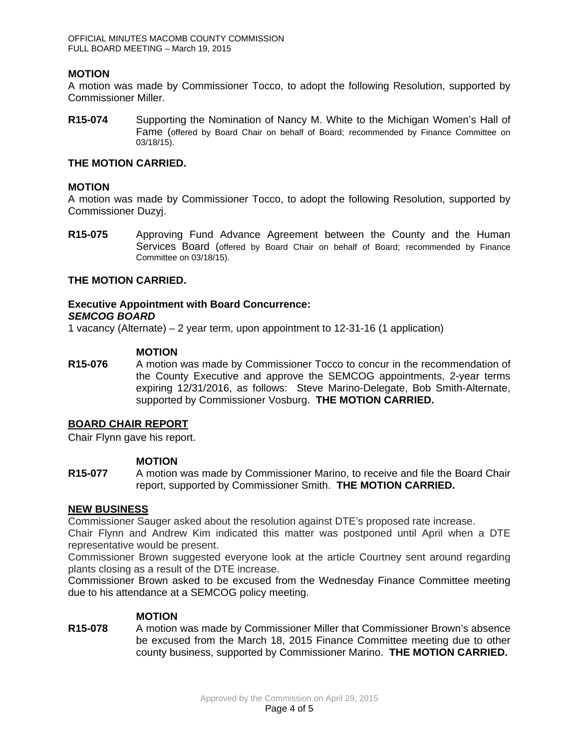**MOTION**

A motion was made by Commissioner Tocco, to adopt the following Resolution, supported by Commissioner Miller.

**R15-074** Supporting the Nomination of Nancy M. White to the Michigan Women's Hall of Fame (offered by Board Chair on behalf of Board; recommended by Finance Committee on 03/18/15).

**THE MOTION CARRIED.**

**MOTION**

A motion was made by Commissioner Tocco, to adopt the following Resolution, supported by Commissioner Duzyj.

**R15-075** Approving Fund Advance Agreement between the County and the Human Services Board (offered by Board Chair on behalf of Board; recommended by Finance Committee on 03/18/15).

**THE MOTION CARRIED.**

**Executive Appointment with Board Concurrence:**
***SEMCOG BOARD***

1 vacancy (Alternate) – 2 year term, upon appointment to 12-31-16 (1 application)

**MOTION**

**R15-076** A motion was made by Commissioner Tocco to concur in the recommendation of the County Executive and approve the SEMCOG appointments, 2-year terms expiring 12/31/2016, as follows: Steve Marino-Delegate, Bob Smith-Alternate, supported by Commissioner Vosburg. **THE MOTION CARRIED.**

**BOARD CHAIR REPORT**

Chair Flynn gave his report.

**MOTION**

**R15-077** A motion was made by Commissioner Marino, to receive and file the Board Chair report, supported by Commissioner Smith. **THE MOTION CARRIED.**

**NEW BUSINESS**

Commissioner Sauger asked about the resolution against DTE's proposed rate increase.

Chair Flynn and Andrew Kim indicated this matter was postponed until April when a DTE representative would be present.

Commissioner Brown suggested everyone look at the article Courtney sent around regarding plants closing as a result of the DTE increase.

Commissioner Brown asked to be excused from the Wednesday Finance Committee meeting due to his attendance at a SEMCOG policy meeting.

**MOTION**

**R15-078** A motion was made by Commissioner Miller that Commissioner Brown's absence be excused from the March 18, 2015 Finance Committee meeting due to other county business, supported by Commissioner Marino. **THE MOTION CARRIED.**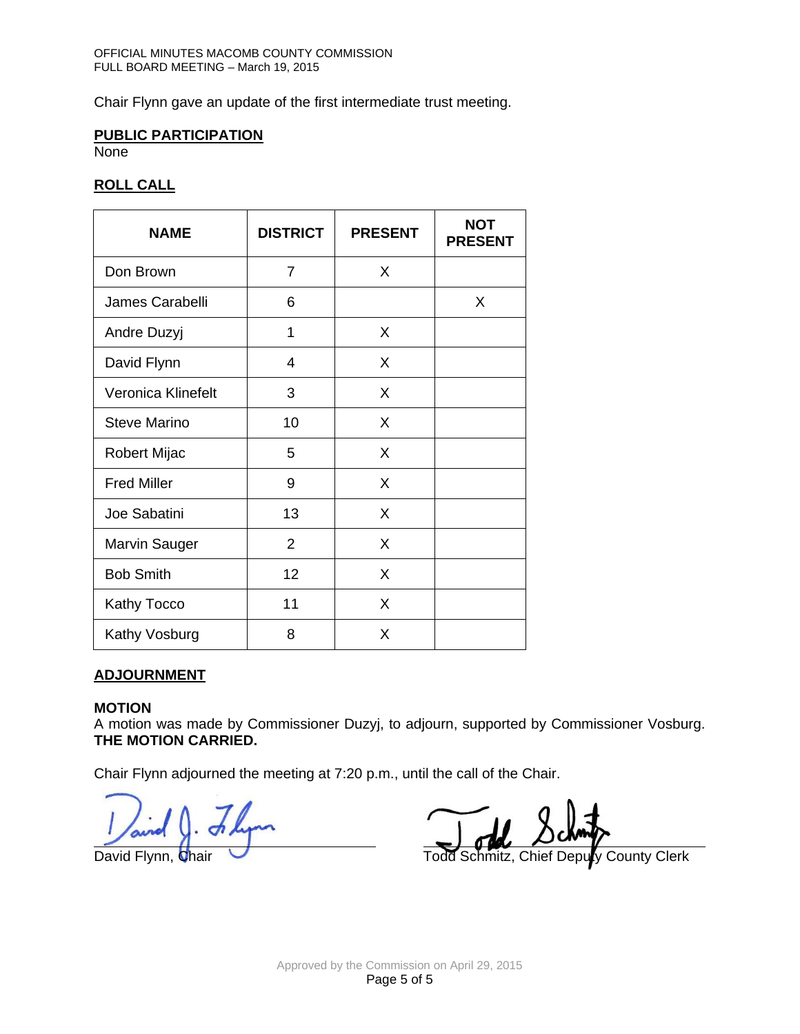Chair Flynn gave an update of the first intermediate trust meeting.

**PUBLIC PARTICIPATION**

None

**ROLL CALL**

| NAME | DISTRICT | PRESENT | NOT PRESENT |
|---|---|---|---|
| Don Brown | 7 | X | |
| James Carabelli | 6 | | X |
| Andre Duzyj | 1 | X | |
| David Flynn | 4 | X | |
| Veronica Klinefelt | 3 | X | |
| Steve Marino | 10 | X | |
| Robert Mijac | 5 | X | |
| Fred Miller | 9 | X | |
| Joe Sabatini | 13 | X | |
| Marvin Sauger | 2 | X | |
| Bob Smith | 12 | X | |
| Kathy Tocco | 11 | X | |
| Kathy Vosburg | 8 | X | |

**ADJOURNMENT**

**MOTION**

A motion was made by Commissioner Duzyj, to adjourn, supported by Commissioner Vosburg. **THE MOTION CARRIED.**

Chair Flynn adjourned the meeting at 7:20 p.m., until the call of the Chair.

David Flynn, Chair

Todd Schmitz, Chief Deputy County Clerk

Approved by the Commission on April 29, 2015